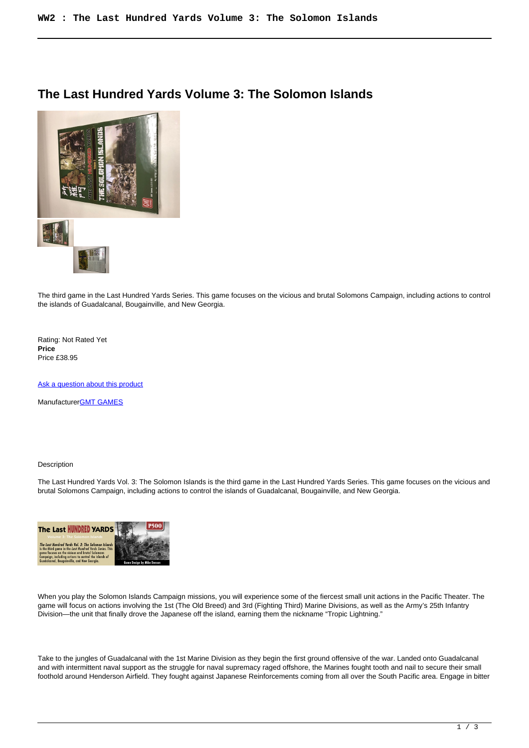# The Last Hundred Yards Volume 3: The Solomon Islands

The third game in the Last Hundred Yards Series. This game focuses on the vicious and brutal Solomons Campaign, including actions to control the islands of Guadalcanal, Bougainville, and New Georgia.

Rating: Not Rated Yet
**Price**
Price £38.95

Ask a question about this product

ManufacturerGMT GAMES

Description

The Last Hundred Yards Vol. 3: The Solomon Islands is the third game in the Last Hundred Yards Series. This game focuses on the vicious and brutal Solomons Campaign, including actions to control the islands of Guadalcanal, Bougainville, and New Georgia.

When you play the Solomon Islands Campaign missions, you will experience some of the fiercest small unit actions in the Pacific Theater. The game will focus on actions involving the 1st (The Old Breed) and 3rd (Fighting Third) Marine Divisions, as well as the Army's 25th Infantry Division—the unit that finally drove the Japanese off the island, earning them the nickname "Tropic Lightning."

Take to the jungles of Guadalcanal with the 1st Marine Division as they begin the first ground offensive of the war. Landed onto Guadalcanal and with intermittent naval support as the struggle for naval supremacy raged offshore, the Marines fought tooth and nail to secure their small foothold around Henderson Airfield. They fought against Japanese Reinforcements coming from all over the South Pacific area. Engage in bitter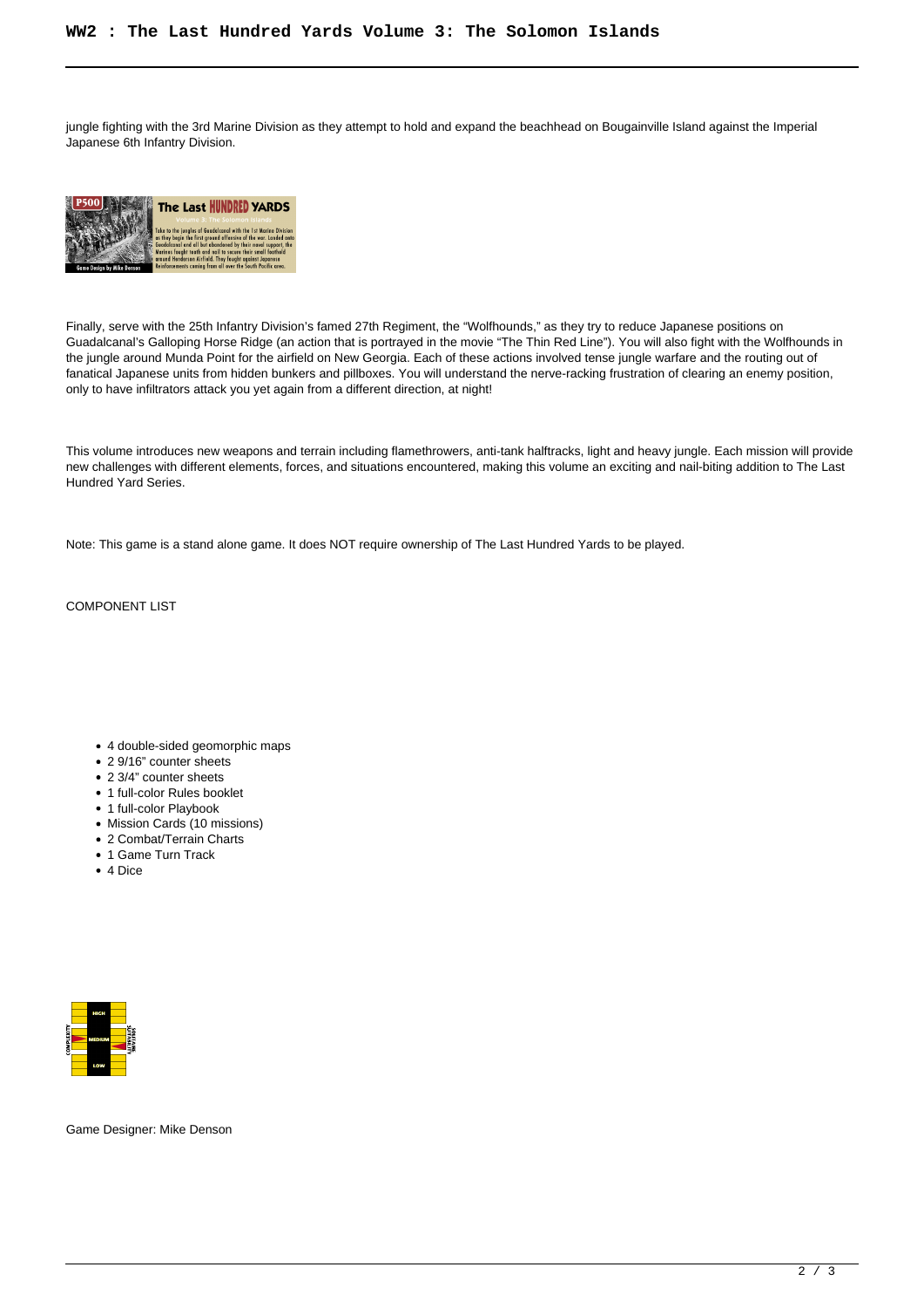jungle fighting with the 3rd Marine Division as they attempt to hold and expand the beachhead on Bougainville Island against the Imperial Japanese 6th Infantry Division.

Finally, serve with the 25th Infantry Division's famed 27th Regiment, the "Wolfhounds," as they try to reduce Japanese positions on Guadalcanal's Galloping Horse Ridge (an action that is portrayed in the movie "The Thin Red Line"). You will also fight with the Wolfhounds in the jungle around Munda Point for the airfield on New Georgia. Each of these actions involved tense jungle warfare and the routing out of fanatical Japanese units from hidden bunkers and pillboxes. You will understand the nerve-racking frustration of clearing an enemy position, only to have infiltrators attack you yet again from a different direction, at night!

This volume introduces new weapons and terrain including flamethrowers, anti-tank halftracks, light and heavy jungle. Each mission will provide new challenges with different elements, forces, and situations encountered, making this volume an exciting and nail-biting addition to The Last Hundred Yard Series.

Note: This game is a stand alone game. It does NOT require ownership of The Last Hundred Yards to be played.

COMPONENT LIST

- 4 double-sided geomorphic maps
- 2 9/16" counter sheets
- 2 3/4" counter sheets
- 1 full-color Rules booklet
- 1 full-color Playbook
- Mission Cards (10 missions)
- 2 Combat/Terrain Charts
- 1 Game Turn Track
- 4 Dice

Game Designer: Mike Denson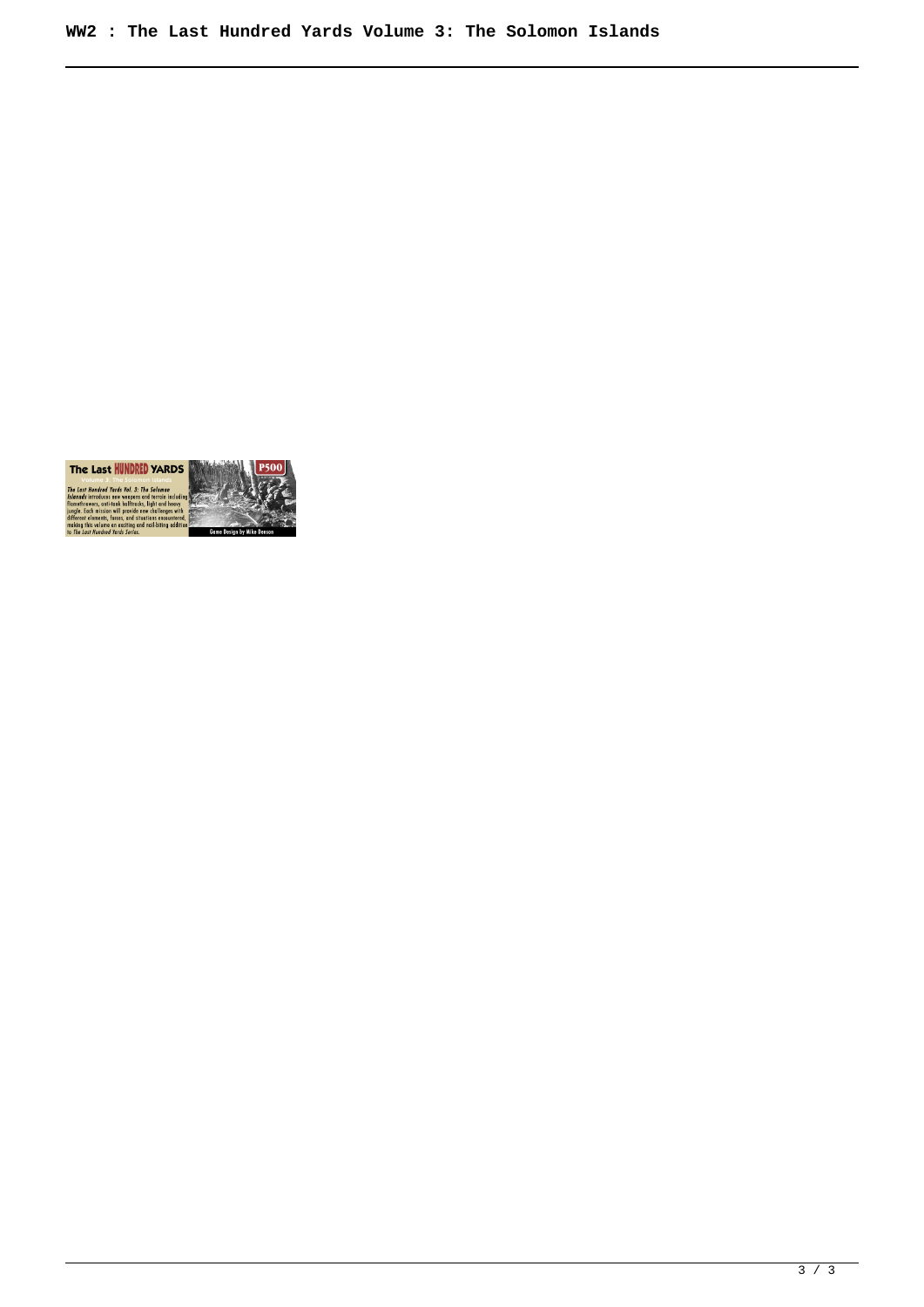The Last HUNDRED YARDS

Volume 3: The Solomon Islands

*The Last Hundred Yards Vol. 3: The Solomon Islands* introduces new weapons and terrain including flamethrowers, anti-tank halftracks, light and heavy jungle. Each mission will provide new challenges with different elements, forces, and situations encountered, making this volume an exciting and nail-biting addition to *The Last Hundred Yards Series*.

P500

Game Design by Mike Denson